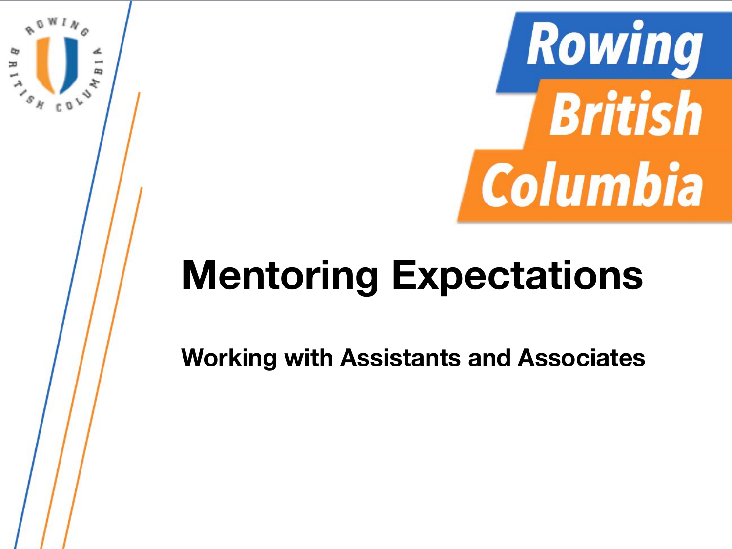# Mentoring Expectations

## Working with Assistants and Associates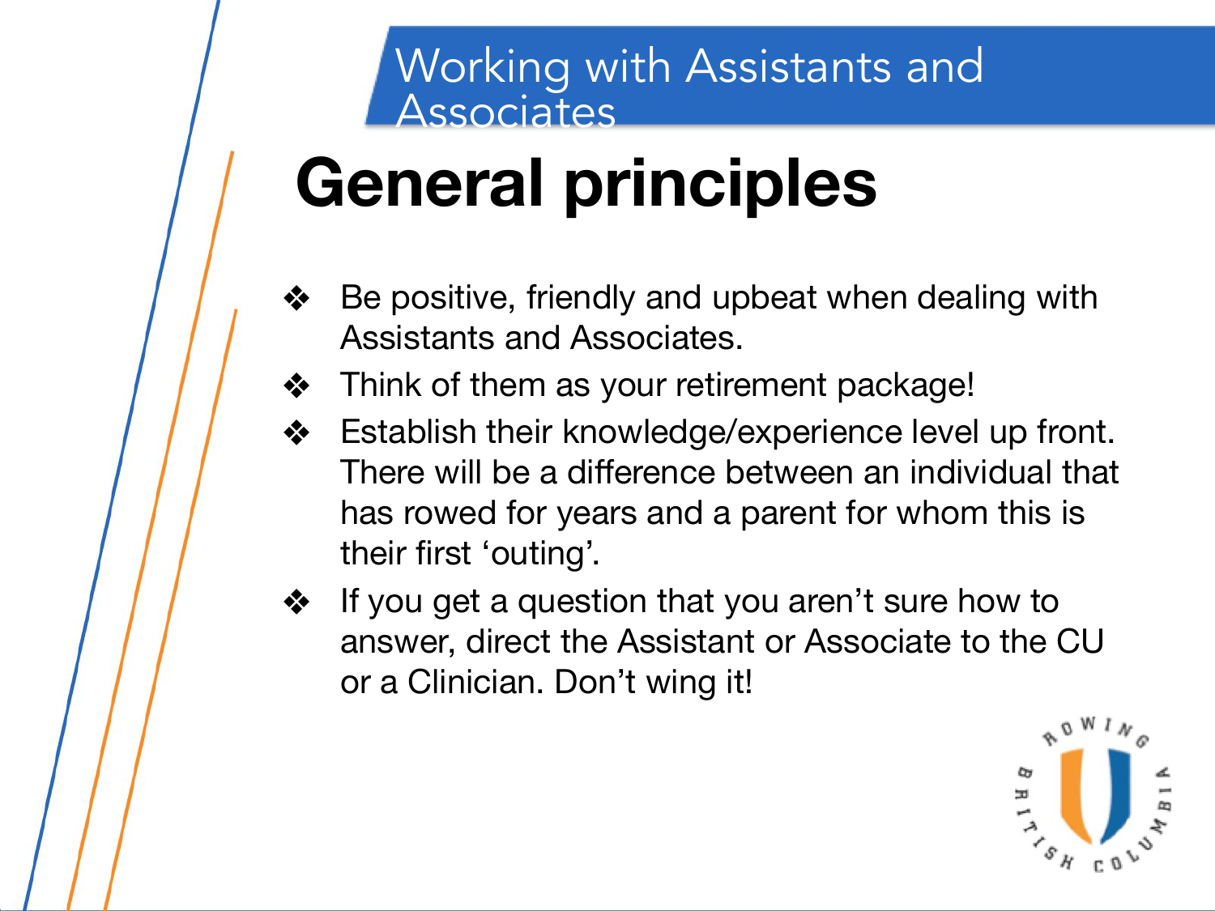Working with Assistants and Associates

# General principles

- Be positive, friendly and upbeat when dealing with Assistants and Associates.
- Think of them as your retirement package!
- Establish their knowledge/experience level up front. There will be a difference between an individual that has rowed for years and a parent for whom this is their first 'outing'.
- If you get a question that you aren't sure how to answer, direct the Assistant or Associate to the CU or a Clinician. Don't wing it!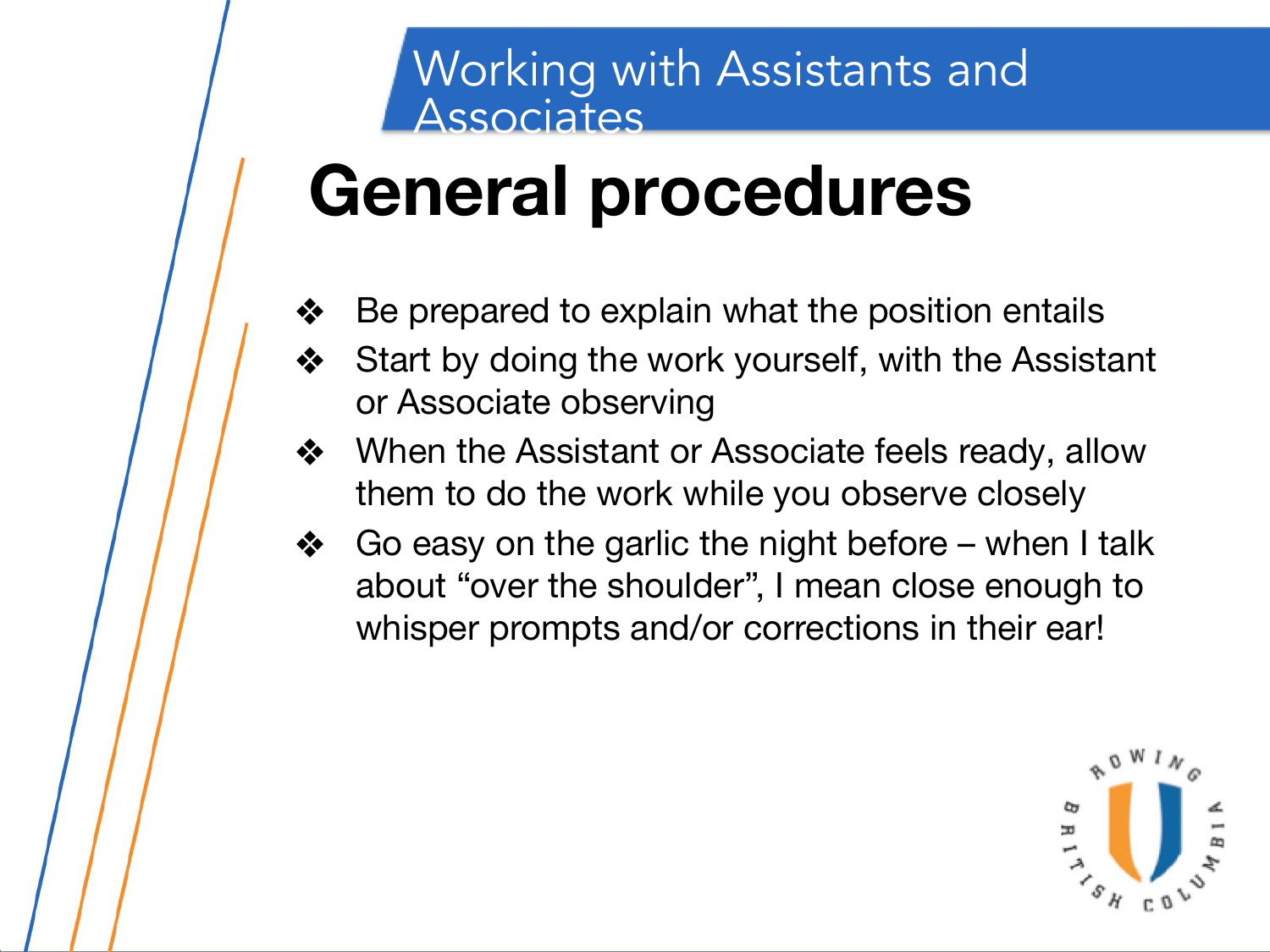## Working with Assistants and Associates

# General procedures

- Be prepared to explain what the position entails
- Start by doing the work yourself, with the Assistant or Associate observing
- When the Assistant or Associate feels ready, allow them to do the work while you observe closely
- Go easy on the garlic the night before – when I talk about "over the shoulder", I mean close enough to whisper prompts and/or corrections in their ear!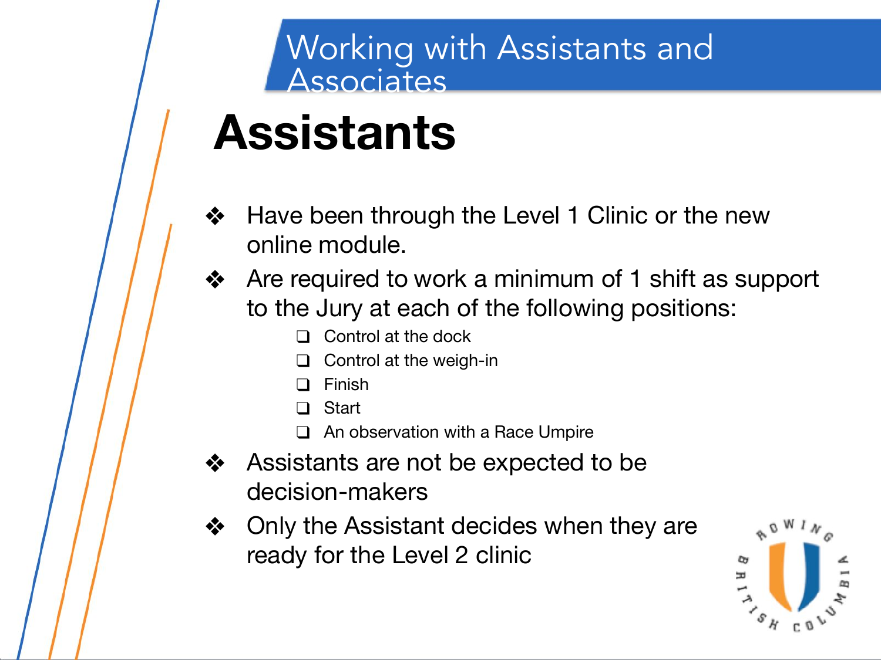# Working with Assistants and Associates

## Assistants

- Have been through the Level 1 Clinic or the new online module.
- Are required to work a minimum of 1 shift as support to the Jury at each of the following positions:
  - Control at the dock
  - Control at the weigh-in
  - Finish
  - Start
  - An observation with a Race Umpire
- Assistants are not be expected to be decision-makers
- Only the Assistant decides when they are ready for the Level 2 clinic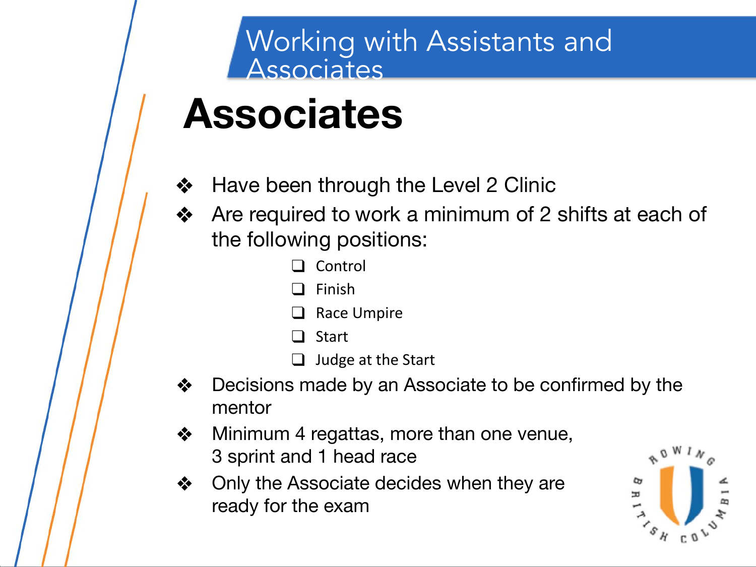## Working with Assistants and Associates

# Associates

- Have been been through the Level 2 Clinic
- Are required to work a minimum of 2 shifts at each of the following positions:
  - Control
  - Finish
  - Race Umpire
  - Start
  - Judge at the Start
- Decisions made by an Associate to be confirmed by the mentor
- Minimum 4 regattas, more than one venue, 3 sprint and 1 head race
- Only the Associate decides when they are ready for the exam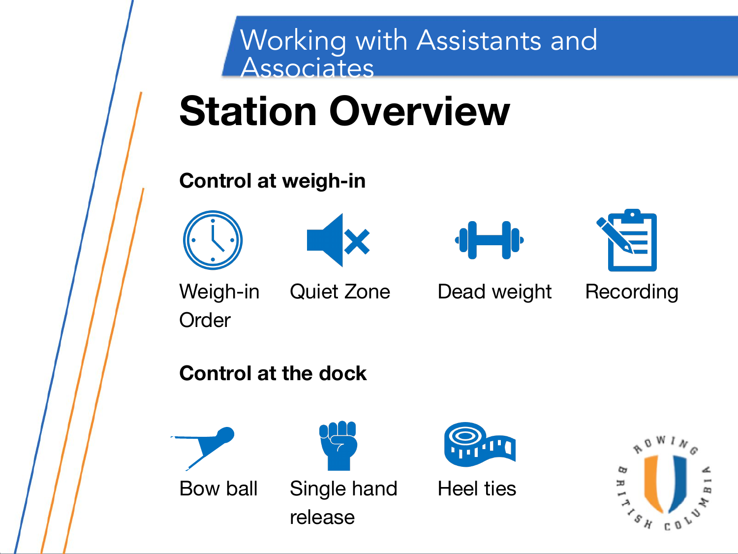# Working with Assistants and Associates

## Station Overview

### Control at weigh-in

- Weigh-in Order
- Quiet Zone
- Dead weight
- Recording

### Control at the dock

- Bow ball
- Single hand release
- Heel ties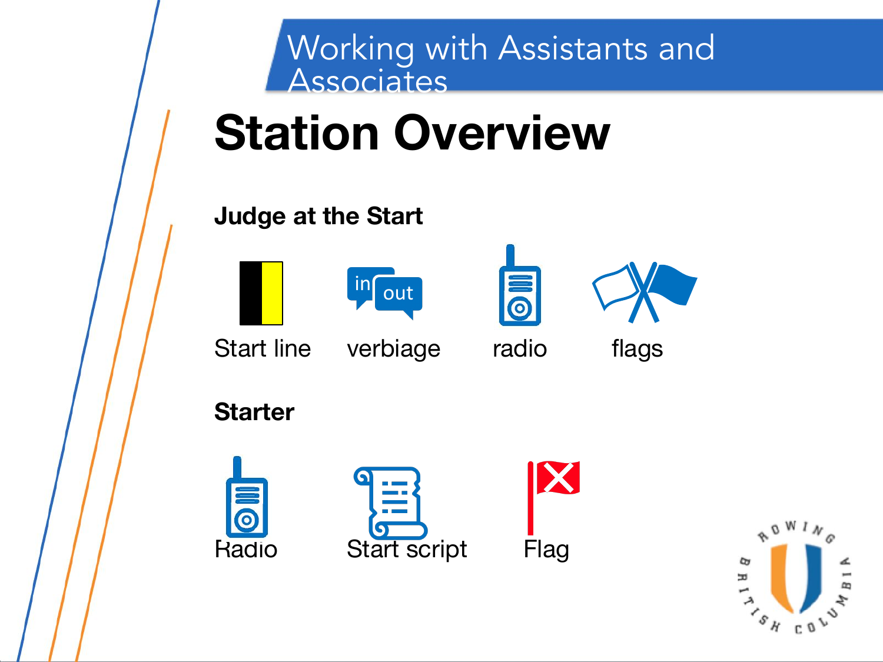# Working with Assistants and Associates

## Station Overview

### Judge at the Start

Start line    verbiage    radio    flags

### Starter

Radio    Start script    Flag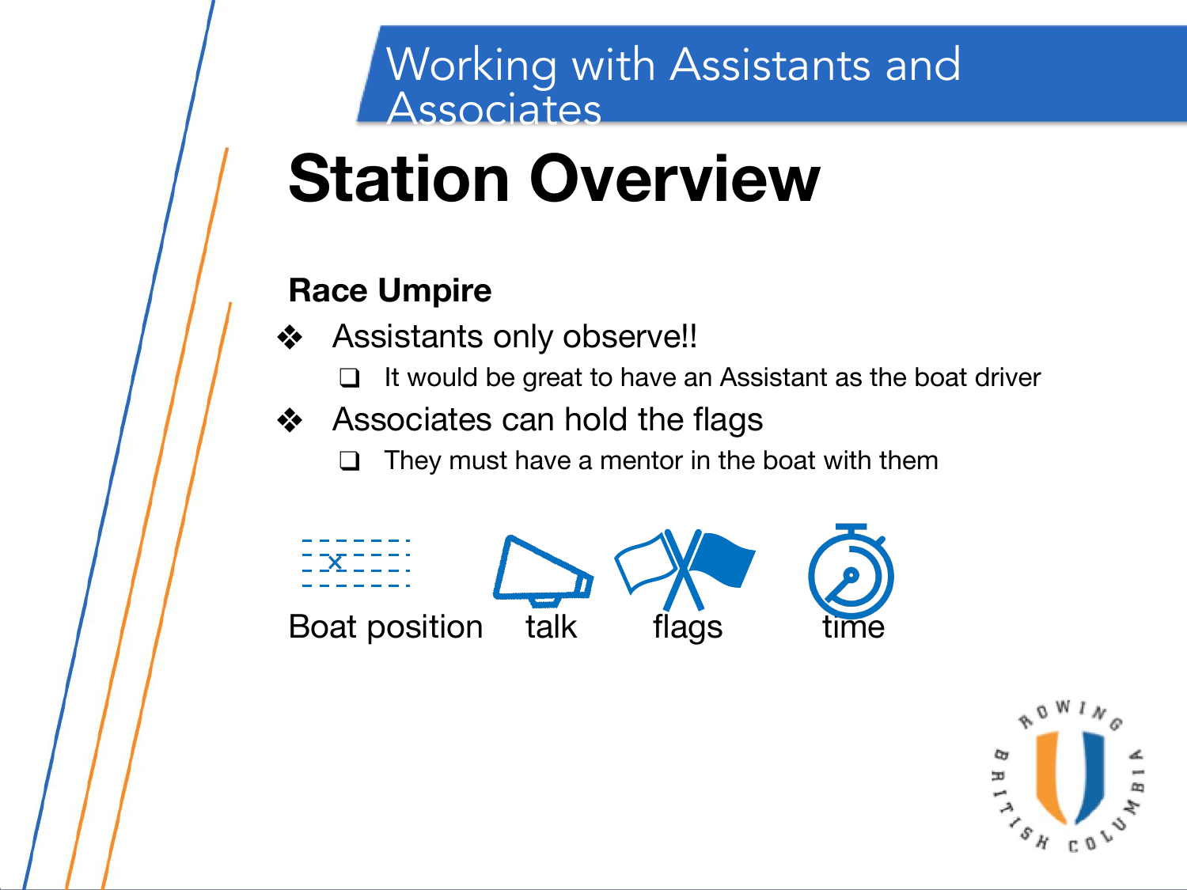# Working with Assistants and Associates

## Station Overview

**Race Umpire**

- Assistants only observe!!
  - It would be great to have an Assistant as the boat driver
- Associates can hold the flags
  - They must have a mentor in the boat with them

Boat position    talk    flags    time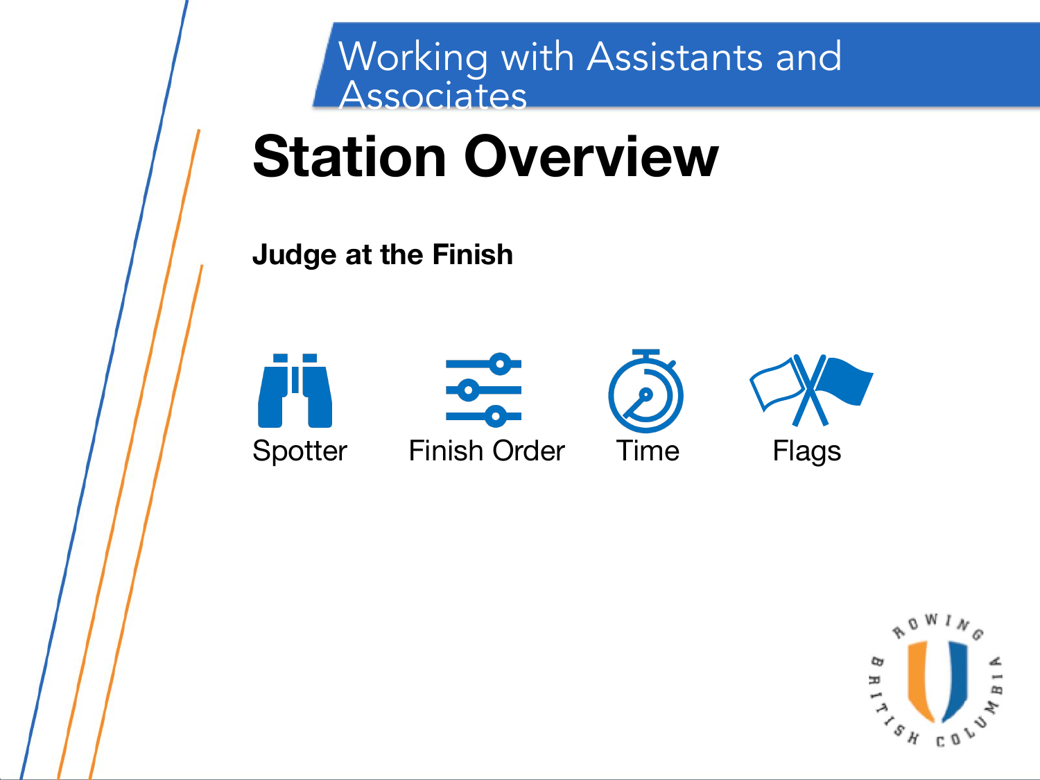Working with Assistants and Associates

# Station Overview

**Judge at the Finish**

Spotter

Finish Order

Time

Flags